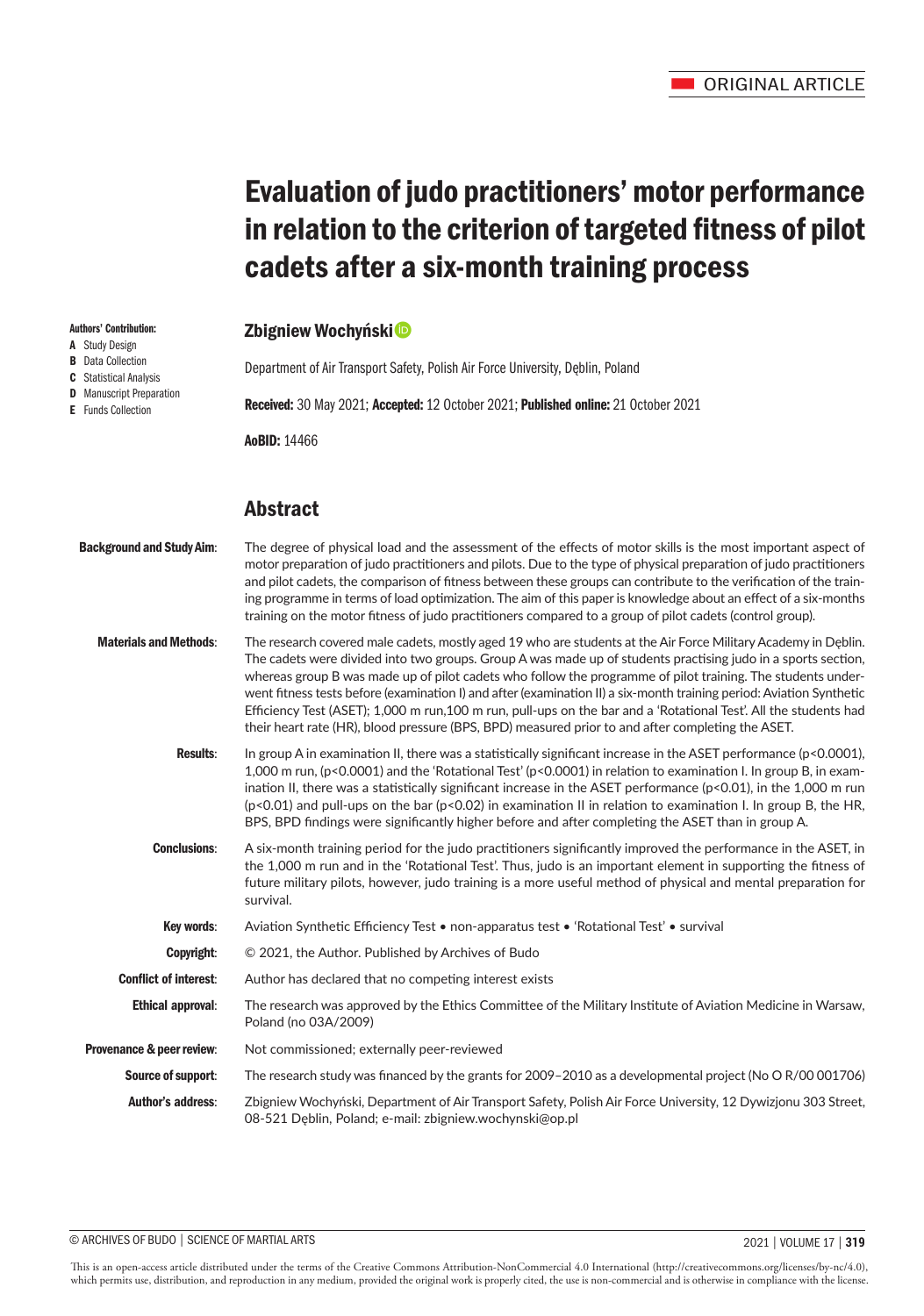ORIGINAL ARTICLE

# Evaluation of judo practitioners' motor performance in relation to the criterion of targeted fitness of pilot cadets after a six-month training process

**Authors' Contribution:**
- **A** Study Design
- **B** Data Collection
- **C** Statistical Analysis
- **D** Manuscript Preparation
- **E** Funds Collection

**Zbigniew Wochyński**

Department of Air Transport Safety, Polish Air Force University, Dęblin, Poland

**Received:** 30 May 2021; **Accepted:** 12 October 2021; **Published online:** 21 October 2021

**AoBID:** 14466

## Abstract

**Background and Study Aim:** The degree of physical load and the assessment of the effects of motor skills is the most important aspect of motor preparation of judo practitioners and pilots. Due to the type of physical preparation of judo practitioners and pilot cadets, the comparison of fitness between these groups can contribute to the verification of the training programme in terms of load optimization. The aim of this paper is knowledge about an effect of a six-months training on the motor fitness of judo practitioners compared to a group of pilot cadets (control group).

**Materials and Methods:** The research covered male cadets, mostly aged 19 who are students at the Air Force Military Academy in Dęblin. The cadets were divided into two groups. Group A was made up of students practising judo in a sports section, whereas group B was made up of pilot cadets who follow the programme of pilot training. The students underwent fitness tests before (examination I) and after (examination II) a six-month training period: Aviation Synthetic Efficiency Test (ASET); 1,000 m run,100 m run, pull-ups on the bar and a 'Rotational Test'. All the students had their heart rate (HR), blood pressure (BPS, BPD) measured prior to and after completing the ASET.

**Results:** In group A in examination II, there was a statistically significant increase in the ASET performance ($p<0.0001$), 1,000 m run, ($p<0.0001$) and the 'Rotational Test' ($p<0.0001$) in relation to examination I. In group B, in examination II, there was a statistically significant increase in the ASET performance ($p<0.01$), in the 1,000 m run ($p<0.01$) and pull-ups on the bar ($p<0.02$) in examination II in relation to examination I. In group B, the HR, BPS, BPD findings were significantly higher before and after completing the ASET than in group A.

**Conclusions:** A six-month training period for the judo practitioners significantly improved the performance in the ASET, in the 1,000 m run and in the 'Rotational Test'. Thus, judo is an important element in supporting the fitness of future military pilots, however, judo training is a more useful method of physical and mental preparation for survival.

**Key words:** Aviation Synthetic Efficiency Test • non-apparatus test • 'Rotational Test' • survival

**Copyright:** © 2021, the Author. Published by Archives of Budo

**Conflict of interest:** Author has declared that no competing interest exists

**Ethical approval:** The research was approved by the Ethics Committee of the Military Institute of Aviation Medicine in Warsaw, Poland (no 03A/2009)

**Provenance & peer review:** Not commissioned; externally peer-reviewed

**Source of support:** The research study was financed by the grants for 2009–2010 as a developmental project (No O R/00 001706)

**Author's address:** Zbigniew Wochyński, Department of Air Transport Safety, Polish Air Force University, 12 Dywizjonu 303 Street, 08-521 Dęblin, Poland; e-mail: zbigniew.wochynski@op.pl

This is an open-access article distributed under the terms of the Creative Commons Attribution-NonCommercial 4.0 International (http://creativecommons.org/licenses/by-nc/4.0), which permits use, distribution, and reproduction in any medium, provided the original work is properly cited, the use is non-commercial and is otherwise in compliance with the license.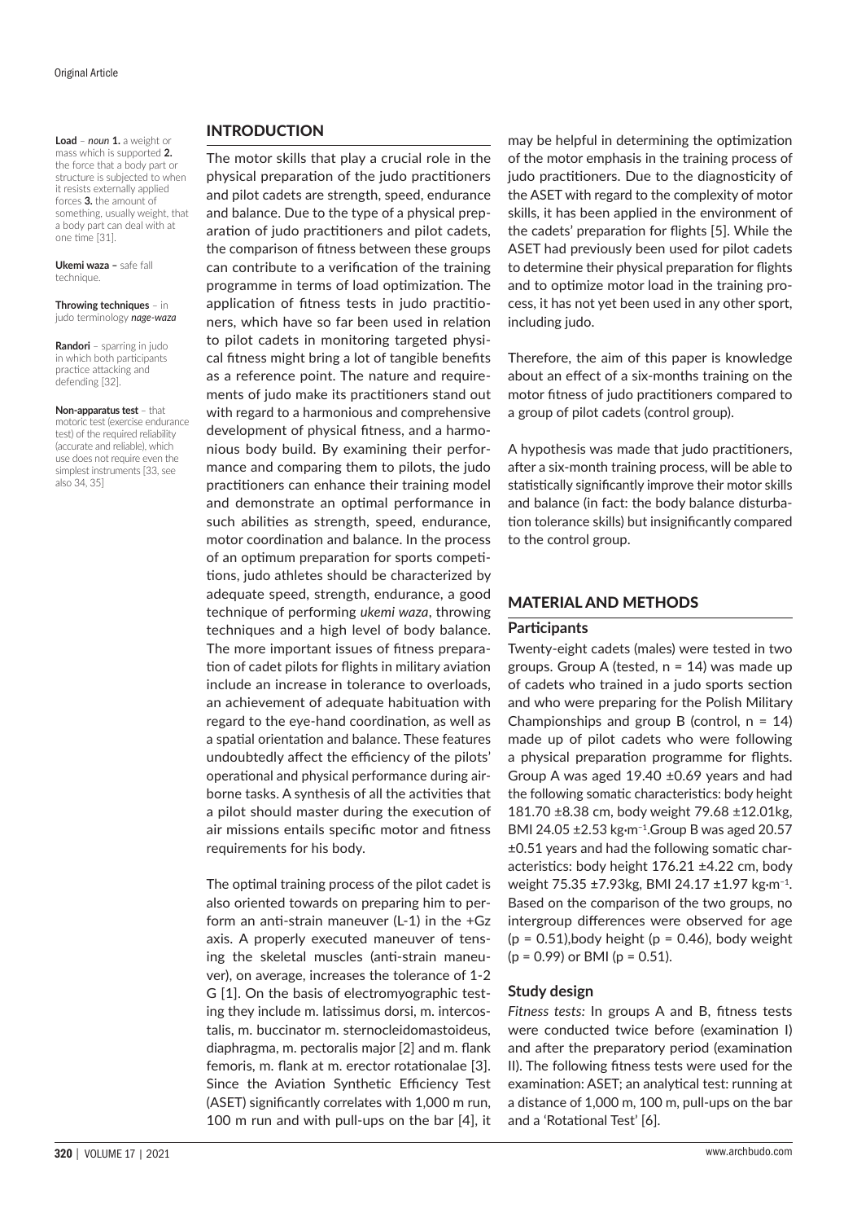**Load** – *noun* **1.** a weight or mass which is supported **2.** the force that a body part or structure is subjected to when it resists externally applied forces **3.** the amount of something, usually weight, that a body part can deal with at one time [31].

**Ukemi waza –** safe fall technique.

**Throwing techniques** – in judo terminology *nage-waza*

**Randori** – sparring in judo in which both participants practice attacking and defending [32].

**Non-apparatus test** – that motoric test (exercise endurance test) of the required reliability (accurate and reliable), which use does not require even the simplest instruments [33, see also 34, 35]

## INTRODUCTION

The motor skills that play a crucial role in the physical preparation of the judo practitioners and pilot cadets are strength, speed, endurance and balance. Due to the type of a physical preparation of judo practitioners and pilot cadets, the comparison of fitness between these groups can contribute to a verification of the training programme in terms of load optimization. The application of fitness tests in judo practitioners, which have so far been used in relation to pilot cadets in monitoring targeted physical fitness might bring a lot of tangible benefits as a reference point. The nature and requirements of judo make its practitioners stand out with regard to a harmonious and comprehensive development of physical fitness, and a harmonious body build. By examining their performance and comparing them to pilots, the judo practitioners can enhance their training model and demonstrate an optimal performance in such abilities as strength, speed, endurance, motor coordination and balance. In the process of an optimum preparation for sports competitions, judo athletes should be characterized by adequate speed, strength, endurance, a good technique of performing *ukemi waza*, throwing techniques and a high level of body balance. The more important issues of fitness preparation of cadet pilots for flights in military aviation include an increase in tolerance to overloads, an achievement of adequate habituation with regard to the eye-hand coordination, as well as a spatial orientation and balance. These features undoubtedly affect the efficiency of the pilots' operational and physical performance during airborne tasks. A synthesis of all the activities that a pilot should master during the execution of air missions entails specific motor and fitness requirements for his body.

The optimal training process of the pilot cadet is also oriented towards on preparing him to perform an anti-strain maneuver (L-1) in the +Gz axis. A properly executed maneuver of tensing the skeletal muscles (anti-strain maneuver), on average, increases the tolerance of 1-2 G [1]. On the basis of electromyographic testing they include m. latissimus dorsi, m. intercostalis, m. buccinator m. sternocleidomastoideus, diaphragma, m. pectoralis major [2] and m. flank femoris, m. flank at m. erector rotationalae [3]. Since the Aviation Synthetic Efficiency Test (ASET) significantly correlates with 1,000 m run, 100 m run and with pull-ups on the bar [4], it may be helpful in determining the optimization of the motor emphasis in the training process of judo practitioners. Due to the diagnosticity of the ASET with regard to the complexity of motor skills, it has been applied in the environment of the cadets' preparation for flights [5]. While the ASET had previously been used for pilot cadets to determine their physical preparation for flights and to optimize motor load in the training process, it has not yet been used in any other sport, including judo.

Therefore, the aim of this paper is knowledge about an effect of a six-months training on the motor fitness of judo practitioners compared to a group of pilot cadets (control group).

A hypothesis was made that judo practitioners, after a six-month training process, will be able to statistically significantly improve their motor skills and balance (in fact: the body balance disturbation tolerance skills) but insignificantly compared to the control group.

## MATERIAL AND METHODS

### Participants

Twenty-eight cadets (males) were tested in two groups. Group A (tested, n = 14) was made up of cadets who trained in a judo sports section and who were preparing for the Polish Military Championships and group B (control, n = 14) made up of pilot cadets who were following a physical preparation programme for flights. Group A was aged 19.40 ±0.69 years and had the following somatic characteristics: body height 181.70 ±8.38 cm, body weight 79.68 ±12.01kg, BMI 24.05 ±2.53 kg•m$^{-1}$.Group B was aged 20.57 ±0.51 years and had the following somatic characteristics: body height 176.21 ±4.22 cm, body weight 75.35 ±7.93kg, BMI 24.17 ±1.97 kg•m$^{-1}$. Based on the comparison of the two groups, no intergroup differences were observed for age (p = 0.51),body height (p = 0.46), body weight (p = 0.99) or BMI (p = 0.51).

### Study design

*Fitness tests:* In groups A and B, fitness tests were conducted twice before (examination I) and after the preparatory period (examination II). The following fitness tests were used for the examination: ASET; an analytical test: running at a distance of 1,000 m, 100 m, pull-ups on the bar and a 'Rotational Test' [6].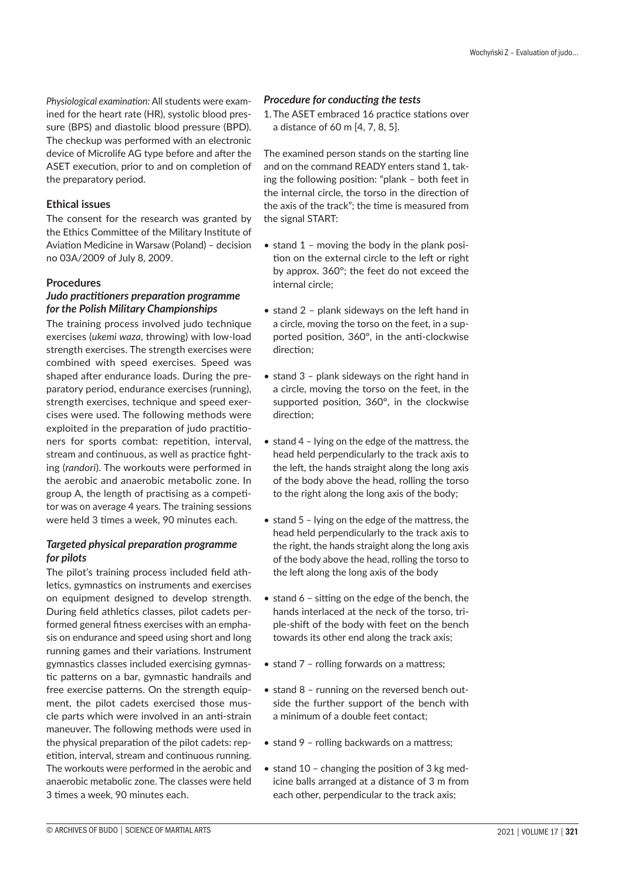*Physiological examination:* All students were examined for the heart rate (HR), systolic blood pressure (BPS) and diastolic blood pressure (BPD). The checkup was performed with an electronic device of Microlife AG type before and after the ASET execution, prior to and on completion of the preparatory period.

### Ethical issues

The consent for the research was granted by the Ethics Committee of the Military Institute of Aviation Medicine in Warsaw (Poland) – decision no 03A/2009 of July 8, 2009.

### Procedures

#### *Judo practitioners preparation programme for the Polish Military Championships*

The training process involved judo technique exercises (*ukemi waza*, throwing) with low-load strength exercises. The strength exercises were combined with speed exercises. Speed was shaped after endurance loads. During the preparatory period, endurance exercises (running), strength exercises, technique and speed exercises were used. The following methods were exploited in the preparation of judo practitioners for sports combat: repetition, interval, stream and continuous, as well as practice fighting (*randori*). The workouts were performed in the aerobic and anaerobic metabolic zone. In group A, the length of practising as a competitor was on average 4 years. The training sessions were held 3 times a week, 90 minutes each.

#### *Targeted physical preparation programme for pilots*

The pilot's training process included field athletics, gymnastics on instruments and exercises on equipment designed to develop strength. During field athletics classes, pilot cadets performed general fitness exercises with an emphasis on endurance and speed using short and long running games and their variations. Instrument gymnastics classes included exercising gymnastic patterns on a bar, gymnastic handrails and free exercise patterns. On the strength equipment, the pilot cadets exercised those muscle parts which were involved in an anti-strain maneuver. The following methods were used in the physical preparation of the pilot cadets: repetition, interval, stream and continuous running. The workouts were performed in the aerobic and anaerobic metabolic zone. The classes were held 3 times a week, 90 minutes each.

#### *Procedure for conducting the tests*

1. The ASET embraced 16 practice stations over a distance of 60 m [4, 7, 8, 5].

The examined person stands on the starting line and on the command READY enters stand 1, taking the following position: "plank – both feet in the internal circle, the torso in the direction of the axis of the track"; the time is measured from the signal START:

- stand 1 – moving the body in the plank position on the external circle to the left or right by approx. 360°; the feet do not exceed the internal circle;
- stand 2 – plank sideways on the left hand in a circle, moving the torso on the feet, in a supported position, 360°, in the anti-clockwise direction;
- stand 3 – plank sideways on the right hand in a circle, moving the torso on the feet, in the supported position, 360°, in the clockwise direction;
- stand 4 – lying on the edge of the mattress, the head held perpendicularly to the track axis to the left, the hands straight along the long axis of the body above the head, rolling the torso to the right along the long axis of the body;
- stand 5 – lying on the edge of the mattress, the head held perpendicularly to the track axis to the right, the hands straight along the long axis of the body above the head, rolling the torso to the left along the long axis of the body
- stand 6 – sitting on the edge of the bench, the hands interlaced at the neck of the torso, triple-shift of the body with feet on the bench towards its other end along the track axis;
- stand 7 – rolling forwards on a mattress;
- stand 8 – running on the reversed bench outside the further support of the bench with a minimum of a double feet contact;
- stand 9 – rolling backwards on a mattress;
- stand 10 – changing the position of 3 kg medicine balls arranged at a distance of 3 m from each other, perpendicular to the track axis;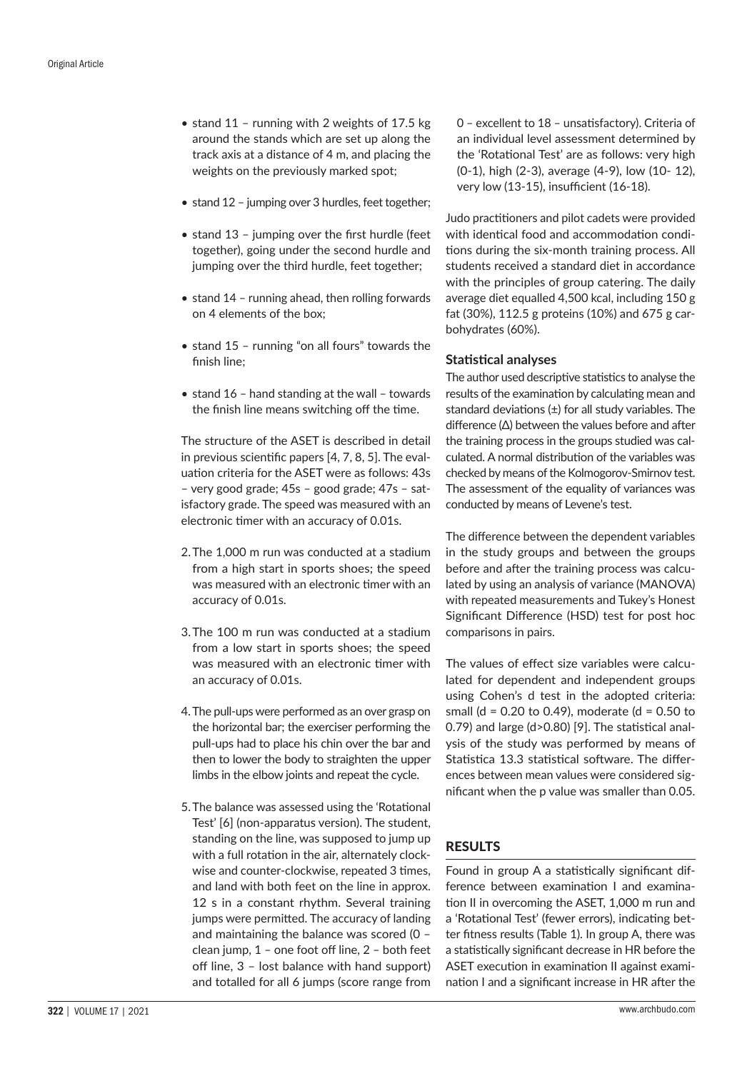- stand 11 – running with 2 weights of 17.5 kg around the stands which are set up along the track axis at a distance of 4 m, and placing the weights on the previously marked spot;
- stand 12 – jumping over 3 hurdles, feet together;
- stand 13 – jumping over the first hurdle (feet together), going under the second hurdle and jumping over the third hurdle, feet together;
- stand 14 – running ahead, then rolling forwards on 4 elements of the box;
- stand 15 – running "on all fours" towards the finish line;
- stand 16 – hand standing at the wall – towards the finish line means switching off the time.

The structure of the ASET is described in detail in previous scientific papers [4, 7, 8, 5]. The evaluation criteria for the ASET were as follows: 43s – very good grade; 45s – good grade; 47s – satisfactory grade. The speed was measured with an electronic timer with an accuracy of 0.01s.

2. The 1,000 m run was conducted at a stadium from a high start in sports shoes; the speed was measured with an electronic timer with an accuracy of 0.01s.
3. The 100 m run was conducted at a stadium from a low start in sports shoes; the speed was measured with an electronic timer with an accuracy of 0.01s.
4. The pull-ups were performed as an over grasp on the horizontal bar; the exerciser performing the pull-ups had to place his chin over the bar and then to lower the body to straighten the upper limbs in the elbow joints and repeat the cycle.
5. The balance was assessed using the 'Rotational Test' [6] (non-apparatus version). The student, standing on the line, was supposed to jump up with a full rotation in the air, alternately clockwise and counter-clockwise, repeated 3 times, and land with both feet on the line in approx. 12 s in a constant rhythm. Several training jumps were permitted. The accuracy of landing and maintaining the balance was scored (0 – clean jump, 1 – one foot off line, 2 – both feet off line, 3 – lost balance with hand support) and totalled for all 6 jumps (score range from 0 – excellent to 18 – unsatisfactory). Criteria of an individual level assessment determined by the 'Rotational Test' are as follows: very high (0-1), high (2-3), average (4-9), low (10- 12), very low (13-15), insufficient (16-18).

Judo practitioners and pilot cadets were provided with identical food and accommodation conditions during the six-month training process. All students received a standard diet in accordance with the principles of group catering. The daily average diet equalled 4,500 kcal, including 150 g fat (30%), 112.5 g proteins (10%) and 675 g carbohydrates (60%).

### Statistical analyses

The author used descriptive statistics to analyse the results of the examination by calculating mean and standard deviations (±) for all study variables. The difference (Δ) between the values before and after the training process in the groups studied was calculated. A normal distribution of the variables was checked by means of the Kolmogorov-Smirnov test. The assessment of the equality of variances was conducted by means of Levene's test.

The difference between the dependent variables in the study groups and between the groups before and after the training process was calculated by using an analysis of variance (MANOVA) with repeated measurements and Tukey's Honest Significant Difference (HSD) test for post hoc comparisons in pairs.

The values of effect size variables were calculated for dependent and independent groups using Cohen's d test in the adopted criteria: small ($d = 0.20$ to $0.49$), moderate ($d = 0.50$ to $0.79$) and large ($d>0.80$) [9]. The statistical analysis of the study was performed by means of Statistica 13.3 statistical software. The differences between mean values were considered significant when the p value was smaller than 0.05.

## RESULTS

Found in group A a statistically significant difference between examination I and examination II in overcoming the ASET, 1,000 m run and a 'Rotational Test' (fewer errors), indicating better fitness results (Table 1). In group A, there was a statistically significant decrease in HR before the ASET execution in examination II against examination I and a significant increase in HR after the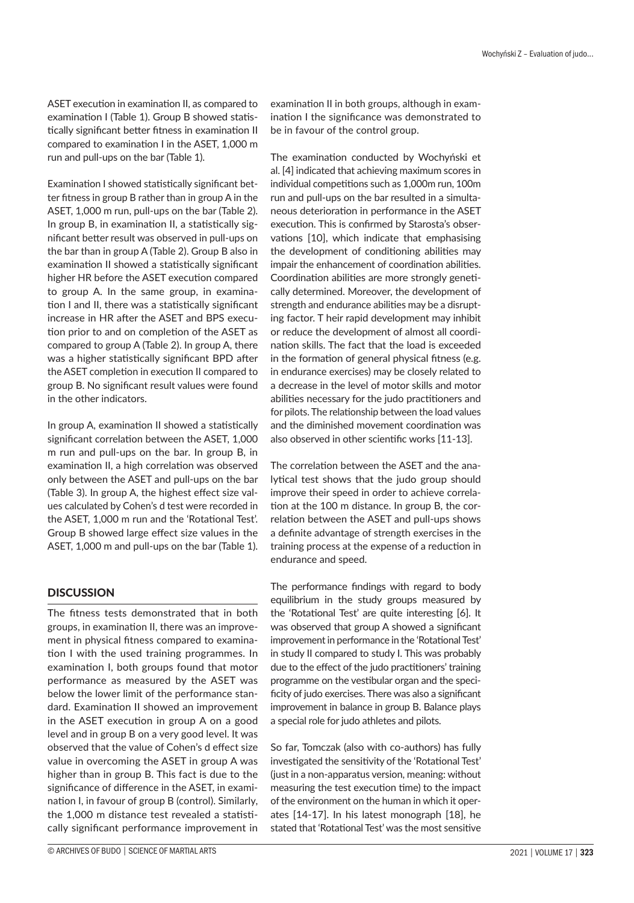ASET execution in examination II, as compared to examination I (Table 1). Group B showed statistically significant better fitness in examination II compared to examination I in the ASET, 1,000 m run and pull-ups on the bar (Table 1).

Examination I showed statistically significant better fitness in group B rather than in group A in the ASET, 1,000 m run, pull-ups on the bar (Table 2). In group B, in examination II, a statistically significant better result was observed in pull-ups on the bar than in group A (Table 2). Group B also in examination II showed a statistically significant higher HR before the ASET execution compared to group A. In the same group, in examination I and II, there was a statistically significant increase in HR after the ASET and BPS execution prior to and on completion of the ASET as compared to group A (Table 2). In group A, there was a higher statistically significant BPD after the ASET completion in execution II compared to group B. No significant result values were found in the other indicators.

In group A, examination II showed a statistically significant correlation between the ASET, 1,000 m run and pull-ups on the bar. In group B, in examination II, a high correlation was observed only between the ASET and pull-ups on the bar (Table 3). In group A, the highest effect size values calculated by Cohen's d test were recorded in the ASET, 1,000 m run and the 'Rotational Test'. Group B showed large effect size values in the ASET, 1,000 m and pull-ups on the bar (Table 1).

## DISCUSSION

The fitness tests demonstrated that in both groups, in examination II, there was an improvement in physical fitness compared to examination I with the used training programmes. In examination I, both groups found that motor performance as measured by the ASET was below the lower limit of the performance standard. Examination II showed an improvement in the ASET execution in group A on a good level and in group B on a very good level. It was observed that the value of Cohen's d effect size value in overcoming the ASET in group A was higher than in group B. This fact is due to the significance of difference in the ASET, in examination I, in favour of group B (control). Similarly, the 1,000 m distance test revealed a statistically significant performance improvement in examination II in both groups, although in examination I the significance was demonstrated to be in favour of the control group.

The examination conducted by Wochyński et al. [4] indicated that achieving maximum scores in individual competitions such as 1,000m run, 100m run and pull-ups on the bar resulted in a simultaneous deterioration in performance in the ASET execution. This is confirmed by Starosta's observations [10], which indicate that emphasising the development of conditioning abilities may impair the enhancement of coordination abilities. Coordination abilities are more strongly genetically determined. Moreover, the development of strength and endurance abilities may be a disrupting factor. T heir rapid development may inhibit or reduce the development of almost all coordination skills. The fact that the load is exceeded in the formation of general physical fitness (e.g. in endurance exercises) may be closely related to a decrease in the level of motor skills and motor abilities necessary for the judo practitioners and for pilots. The relationship between the load values and the diminished movement coordination was also observed in other scientific works [11-13].

The correlation between the ASET and the analytical test shows that the judo group should improve their speed in order to achieve correlation at the 100 m distance. In group B, the correlation between the ASET and pull-ups shows a definite advantage of strength exercises in the training process at the expense of a reduction in endurance and speed.

The performance findings with regard to body equilibrium in the study groups measured by the 'Rotational Test' are quite interesting [6]. It was observed that group A showed a significant improvement in performance in the 'Rotational Test' in study II compared to study I. This was probably due to the effect of the judo practitioners' training programme on the vestibular organ and the specificity of judo exercises. There was also a significant improvement in balance in group B. Balance plays a special role for judo athletes and pilots.

So far, Tomczak (also with co-authors) has fully investigated the sensitivity of the 'Rotational Test' (just in a non-apparatus version, meaning: without measuring the test execution time) to the impact of the environment on the human in which it operates [14-17]. In his latest monograph [18], he stated that 'Rotational Test' was the most sensitive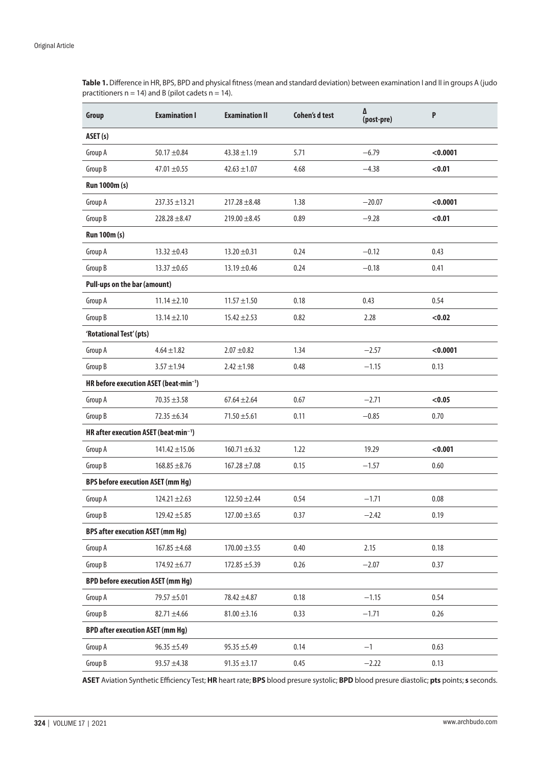**Table 1.** Difference in HR, BPS, BPD and physical fitness (mean and standard deviation) between examination I and II in groups A (judo practitioners n = 14) and B (pilot cadets n = 14).

| Group | Examination I | Examination II | Cohen's d test | Δ (post-pre) | P |
|---|---|---|---|---|---|
| **ASET (s)** | | | | | |
| Group A | 50.17 ±0.84 | 43.38 ±1.19 | 5.71 | −6.79 | **<0.0001** |
| Group B | 47.01 ±0.55 | 42.63 ±1.07 | 4.68 | −4.38 | **<0.01** |
| **Run 1000m (s)** | | | | | |
| Group A | 237.35 ±13.21 | 217.28 ±8.48 | 1.38 | −20.07 | **<0.0001** |
| Group B | 228.28 ±8.47 | 219.00 ±8.45 | 0.89 | −9.28 | **<0.01** |
| **Run 100m (s)** | | | | | |
| Group A | 13.32 ±0.43 | 13.20 ±0.31 | 0.24 | −0.12 | 0.43 |
| Group B | 13.37 ±0.65 | 13.19 ±0.46 | 0.24 | −0.18 | 0.41 |
| **Pull-ups on the bar (amount)** | | | | | |
| Group A | 11.14 ±2.10 | 11.57 ±1.50 | 0.18 | 0.43 | 0.54 |
| Group B | 13.14 ±2.10 | 15.42 ±2.53 | 0.82 | 2.28 | **<0.02** |
| **'Rotational Test' (pts)** | | | | | |
| Group A | 4.64 ±1.82 | 2.07 ±0.82 | 1.34 | −2.57 | **<0.0001** |
| Group B | 3.57 ±1.94 | 2.42 ±1.98 | 0.48 | −1.15 | 0.13 |
| **HR before execution ASET (beat·min$^{-1}$)** | | | | | |
| Group A | 70.35 ±3.58 | 67.64 ±2.64 | 0.67 | −2.71 | **<0.05** |
| Group B | 72.35 ±6.34 | 71.50 ±5.61 | 0.11 | −0.85 | 0.70 |
| **HR after execution ASET (beat·min$^{-1}$)** | | | | | |
| Group A | 141.42 ±15.06 | 160.71 ±6.32 | 1.22 | 19.29 | **<0.001** |
| Group B | 168.85 ±8.76 | 167.28 ±7.08 | 0.15 | −1.57 | 0.60 |
| **BPS before execution ASET (mm Hg)** | | | | | |
| Group A | 124.21 ±2.63 | 122.50 ±2.44 | 0.54 | −1.71 | 0.08 |
| Group B | 129.42 ±5.85 | 127.00 ±3.65 | 0.37 | −2.42 | 0.19 |
| **BPS after execution ASET (mm Hg)** | | | | | |
| Group A | 167.85 ±4.68 | 170.00 ±3.55 | 0.40 | 2.15 | 0.18 |
| Group B | 174.92 ±6.77 | 172.85 ±5.39 | 0.26 | −2.07 | 0.37 |
| **BPD before execution ASET (mm Hg)** | | | | | |
| Group A | 79.57 ±5.01 | 78.42 ±4.87 | 0.18 | −1.15 | 0.54 |
| Group B | 82.71 ±4.66 | 81.00 ±3.16 | 0.33 | −1.71 | 0.26 |
| **BPD after execution ASET (mm Hg)** | | | | | |
| Group A | 96.35 ±5.49 | 95.35 ±5.49 | 0.14 | −1 | 0.63 |
| Group B | 93.57 ±4.38 | 91.35 ±3.17 | 0.45 | −2.22 | 0.13 |

**ASET** Aviation Synthetic Efficiency Test; **HR** heart rate; **BPS** blood presure systolic; **BPD** blood presure diastolic; **pts** points; **s** seconds.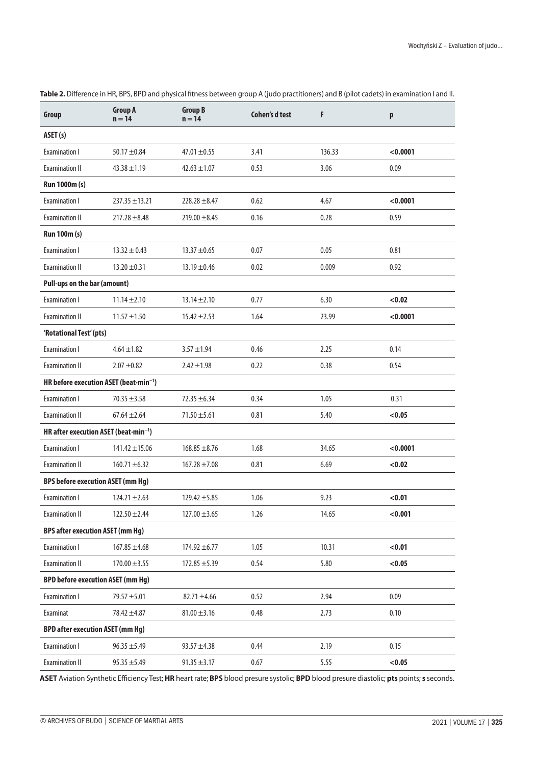**Table 2.** Difference in HR, BPS, BPD and physical fitness between group A (judo practitioners) and B (pilot cadets) in examination I and II.

| Group | Group A n = 14 | Group B n = 14 | Cohen's d test | F | p |
|---|---|---|---|---|---|
| **ASET (s)** | | | | | |
| Examination I | 50.17 ±0.84 | 47.01 ±0.55 | 3.41 | 136.33 | **<0.0001** |
| Examination II | 43.38 ±1.19 | 42.63 ±1.07 | 0.53 | 3.06 | 0.09 |
| **Run 1000m (s)** | | | | | |
| Examination I | 237.35 ±13.21 | 228.28 ±8.47 | 0.62 | 4.67 | **<0.0001** |
| Examination II | 217.28 ±8.48 | 219.00 ±8.45 | 0.16 | 0.28 | 0.59 |
| **Run 100m (s)** | | | | | |
| Examination I | 13.32 ± 0.43 | 13.37 ±0.65 | 0.07 | 0.05 | 0.81 |
| Examination II | 13.20 ±0.31 | 13.19 ±0.46 | 0.02 | 0.009 | 0.92 |
| **Pull-ups on the bar (amount)** | | | | | |
| Examination I | 11.14 ±2.10 | 13.14 ±2.10 | 0.77 | 6.30 | **<0.02** |
| Examination II | 11.57 ±1.50 | 15.42 ±2.53 | 1.64 | 23.99 | **<0.0001** |
| **'Rotational Test' (pts)** | | | | | |
| Examination I | 4.64 ±1.82 | 3.57 ±1.94 | 0.46 | 2.25 | 0.14 |
| Examination II | 2.07 ±0.82 | 2.42 ±1.98 | 0.22 | 0.38 | 0.54 |
| **HR before execution ASET (beat·min$^{-1}$)** | | | | | |
| Examination I | 70.35 ±3.58 | 72.35 ±6.34 | 0.34 | 1.05 | 0.31 |
| Examination II | 67.64 ±2.64 | 71.50 ±5.61 | 0.81 | 5.40 | **<0.05** |
| **HR after execution ASET (beat·min$^{-1}$)** | | | | | |
| Examination I | 141.42 ±15.06 | 168.85 ±8.76 | 1.68 | 34.65 | **<0.0001** |
| Examination II | 160.71 ±6.32 | 167.28 ±7.08 | 0.81 | 6.69 | **<0.02** |
| **BPS before execution ASET (mm Hg)** | | | | | |
| Examination I | 124.21 ±2.63 | 129.42 ±5.85 | 1.06 | 9.23 | **<0.01** |
| Examination II | 122.50 ±2.44 | 127.00 ±3.65 | 1.26 | 14.65 | **<0.001** |
| **BPS after execution ASET (mm Hg)** | | | | | |
| Examination I | 167.85 ±4.68 | 174.92 ±6.77 | 1.05 | 10.31 | **<0.01** |
| Examination II | 170.00 ±3.55 | 172.85 ±5.39 | 0.54 | 5.80 | **<0.05** |
| **BPD before execution ASET (mm Hg)** | | | | | |
| Examination I | 79.57 ±5.01 | 82.71 ±4.66 | 0.52 | 2.94 | 0.09 |
| Examinat | 78.42 ±4.87 | 81.00 ±3.16 | 0.48 | 2.73 | 0.10 |
| **BPD after execution ASET (mm Hg)** | | | | | |
| Examination I | 96.35 ±5.49 | 93.57 ±4.38 | 0.44 | 2.19 | 0.15 |
| Examination II | 95.35 ±5.49 | 91.35 ±3.17 | 0.67 | 5.55 | **<0.05** |

**ASET** Aviation Synthetic Efficiency Test; **HR** heart rate; **BPS** blood presure systolic; **BPD** blood presure diastolic; **pts** points; **s** seconds.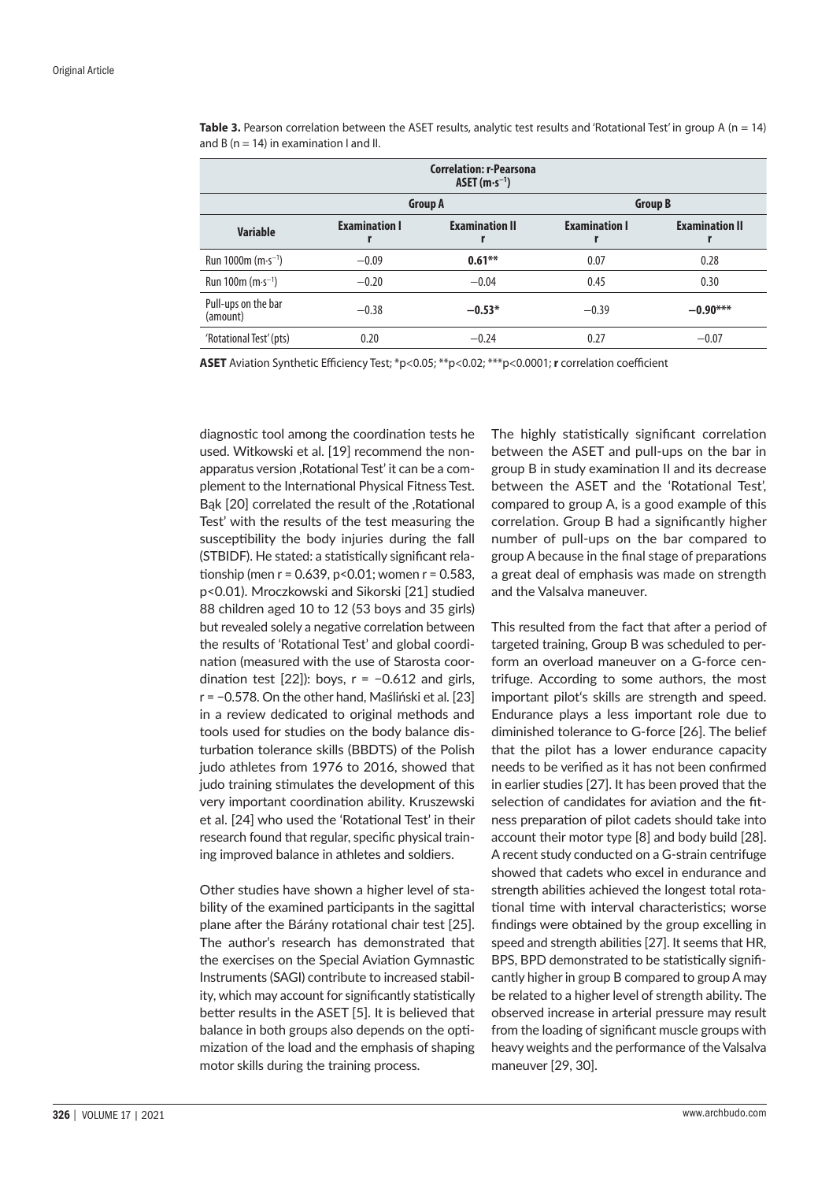**Table 3.** Pearson correlation between the ASET results, analytic test results and 'Rotational Test' in group A (n = 14) and B (n = 14) in examination I and II.

| Correlation: r-Pearsona ASET ($m \cdot s^{-1}$) | | | | |
|---|---|---|---|---|
| | Group A | | Group B | |
| Variable | Examination I r | Examination II r | Examination I r | Examination II r |
| Run 1000m ($m \cdot s^{-1}$) | −0.09 | **0.61**** | 0.07 | 0.28 |
| Run 100m ($m \cdot s^{-1}$) | −0.20 | −0.04 | 0.45 | 0.30 |
| Pull-ups on the bar (amount) | −0.38 | **−0.53*** | −0.39 | **−0.90***** |
| 'Rotational Test' (pts) | 0.20 | −0.24 | 0.27 | −0.07 |

**ASET** Aviation Synthetic Efficiency Test; *p<0.05; **p<0.02; ***p<0.0001; **r** correlation coefficient

diagnostic tool among the coordination tests he used. Witkowski et al. [19] recommend the non-apparatus version ‚Rotational Test' it can be a complement to the International Physical Fitness Test. Bąk [20] correlated the result of the ‚Rotational Test' with the results of the test measuring the susceptibility the body injuries during the fall (STBIDF). He stated: a statistically significant relationship (men r = 0.639, p<0.01; women r = 0.583, p<0.01). Mroczkowski and Sikorski [21] studied 88 children aged 10 to 12 (53 boys and 35 girls) but revealed solely a negative correlation between the results of 'Rotational Test' and global coordination (measured with the use of Starosta coordination test [22]): boys, r = −0.612 and girls, r = −0.578. On the other hand, Maśliński et al. [23] in a review dedicated to original methods and tools used for studies on the body balance disturbation tolerance skills (BBDTS) of the Polish judo athletes from 1976 to 2016, showed that judo training stimulates the development of this very important coordination ability. Kruszewski et al. [24] who used the 'Rotational Test' in their research found that regular, specific physical training improved balance in athletes and soldiers.

Other studies have shown a higher level of stability of the examined participants in the sagittal plane after the Bárány rotational chair test [25]. The author's research has demonstrated that the exercises on the Special Aviation Gymnastic Instruments (SAGI) contribute to increased stability, which may account for significantly statistically better results in the ASET [5]. It is believed that balance in both groups also depends on the optimization of the load and the emphasis of shaping motor skills during the training process.

The highly statistically significant correlation between the ASET and pull-ups on the bar in group B in study examination II and its decrease between the ASET and the 'Rotational Test', compared to group A, is a good example of this correlation. Group B had a significantly higher number of pull-ups on the bar compared to group A because in the final stage of preparations a great deal of emphasis was made on strength and the Valsalva maneuver.

This resulted from the fact that after a period of targeted training, Group B was scheduled to perform an overload maneuver on a G-force centrifuge. According to some authors, the most important pilot's skills are strength and speed. Endurance plays a less important role due to diminished tolerance to G-force [26]. The belief that the pilot has a lower endurance capacity needs to be verified as it has not been confirmed in earlier studies [27]. It has been proved that the selection of candidates for aviation and the fitness preparation of pilot cadets should take into account their motor type [8] and body build [28]. A recent study conducted on a G-strain centrifuge showed that cadets who excel in endurance and strength abilities achieved the longest total rotational time with interval characteristics; worse findings were obtained by the group excelling in speed and strength abilities [27]. It seems that HR, BPS, BPD demonstrated to be statistically significantly higher in group B compared to group A may be related to a higher level of strength ability. The observed increase in arterial pressure may result from the loading of significant muscle groups with heavy weights and the performance of the Valsalva maneuver [29, 30].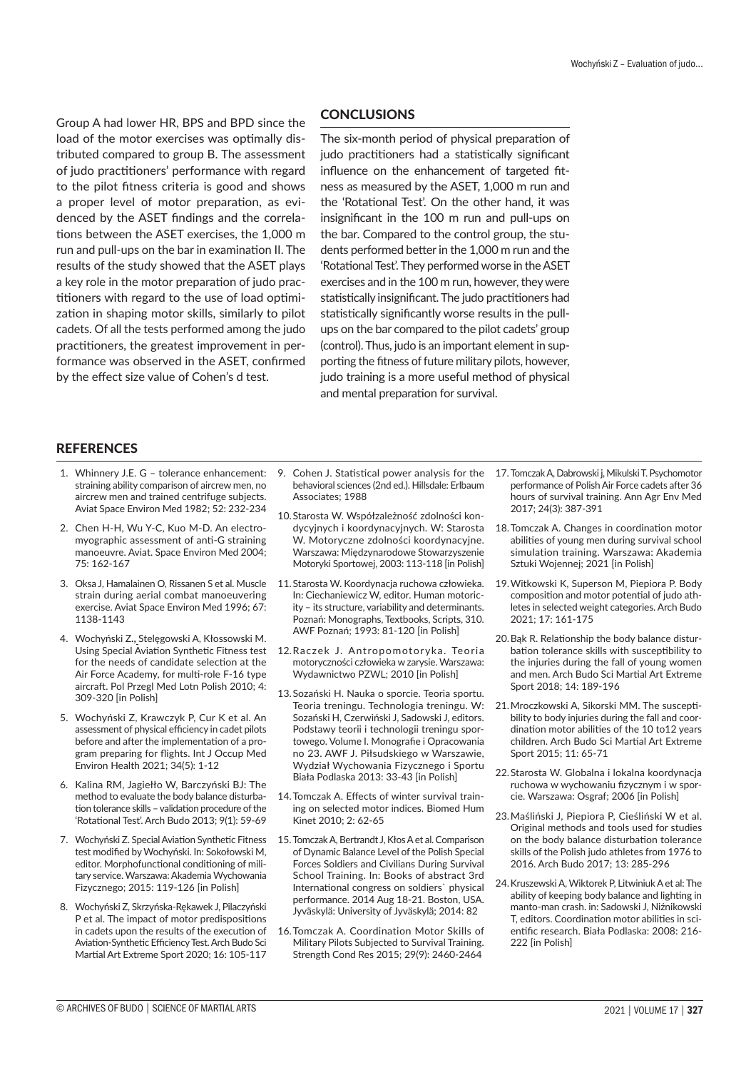Group A had lower HR, BPS and BPD since the load of the motor exercises was optimally distributed compared to group B. The assessment of judo practitioners' performance with regard to the pilot fitness criteria is good and shows a proper level of motor preparation, as evidenced by the ASET findings and the correlations between the ASET exercises, the 1,000 m run and pull-ups on the bar in examination II. The results of the study showed that the ASET plays a key role in the motor preparation of judo practitioners with regard to the use of load optimization in shaping motor skills, similarly to pilot cadets. Of all the tests performed among the judo practitioners, the greatest improvement in performance was observed in the ASET, confirmed by the effect size value of Cohen's d test.

## CONCLUSIONS

The six-month period of physical preparation of judo practitioners had a statistically significant influence on the enhancement of targeted fitness as measured by the ASET, 1,000 m run and the 'Rotational Test'. On the other hand, it was insignificant in the 100 m run and pull-ups on the bar. Compared to the control group, the students performed better in the 1,000 m run and the 'Rotational Test'. They performed worse in the ASET exercises and in the 100 m run, however, they were statistically insignificant. The judo practitioners had statistically significantly worse results in the pull-ups on the bar compared to the pilot cadets' group (control). Thus, judo is an important element in supporting the fitness of future military pilots, however, judo training is a more useful method of physical and mental preparation for survival.

## REFERENCES

1. Whinnery J.E. G – tolerance enhancement: straining ability comparison of aircrew men, no aircrew men and trained centrifuge subjects. Aviat Space Environ Med 1982; 52: 232-234
2. Chen H-H, Wu Y-C, Kuo M-D. An electromyographic assessment of anti-G straining manoeuvre. Aviat. Space Environ Med 2004; 75: 162-167
3. Oksa J, Hamalainen O, Rissanen S et al. Muscle strain during aerial combat manoeuvering exercise. Aviat Space Environ Med 1996; 67: 1138-1143
4. Wochyński Z., Stelęgowski A, Kłossowski M. Using Special Aviation Synthetic Fitness test for the needs of candidate selection at the Air Force Academy, for multi-role F-16 type aircraft. Pol Przegl Med Lotn Polish 2010; 4: 309-320 [in Polish]
5. Wochyński Z, Krawczyk P, Cur K et al. An assessment of physical efficiency in cadet pilots before and after the implementation of a program preparing for flights. Int J Occup Med Environ Health 2021; 34(5): 1-12
6. Kalina RM, Jagiełło W, Barczyński BJ: The method to evaluate the body balance disturbation tolerance skills – validation procedure of the 'Rotational Test'. Arch Budo 2013; 9(1): 59-69
7. Wochyński Z. Special Aviation Synthetic Fitness test modified by Wochyński. In: Sokołowski M, editor. Morphofunctional conditioning of military service. Warszawa: Akademia Wychowania Fizycznego; 2015: 119-126 [in Polish]
8. Wochyński Z, Skrzyńska-Rękawek J, Pilaczyński P et al. The impact of motor predispositions in cadets upon the results of the execution of Aviation-Synthetic Efficiency Test. Arch Budo Sci Martial Art Extreme Sport 2020; 16: 105-117
9. Cohen J. Statistical power analysis for the behavioral sciences (2nd ed.). Hillsdale: Erlbaum Associates; 1988
10. Starosta W. Współzależność zdolności kondycyjnych i koordynacyjnych. W: Starosta W. Motoryczne zdolności koordynacyjne. Warszawa: Międzynarodowe Stowarzyszenie Motoryki Sportowej, 2003: 113-118 [in Polish]
11. Starosta W. Koordynacja ruchowa człowieka. In: Ciechaniewicz W, editor. Human motoricity – its structure, variability and determinants. Poznań: Monographs, Textbooks, Scripts, 310. AWF Poznań; 1993: 81-120 [in Polish]
12. Raczek J. Antropomotoryka. Teoria motoryczności człowieka w zarysie. Warszawa: Wydawnictwo PZWL; 2010 [in Polish]
13. Sozański H. Nauka o sporcie. Teoria sportu. Teoria treningu. Technologia treningu. W: Sozański H, Czerwiński J, Sadowski J, editors. Podstawy teorii i technologii treningu sportowego. Volume I. Monografie i Opracowania no 23. AWF J. Piłsudskiego w Warszawie, Wydział Wychowania Fizycznego i Sportu Biała Podlaska 2013: 33-43 [in Polish]
14. Tomczak A. Effects of winter survival training on selected motor indices. Biomed Hum Kinet 2010; 2: 62-65
15. Tomczak A, Bertrandt J, Kłos A et al. Comparison of Dynamic Balance Level of the Polish Special Forces Soldiers and Civilians During Survival School Training. In: Books of abstract 3rd International congress on soldiers` physical performance. 2014 Aug 18-21. Boston, USA. Jyväskylä: University of Jyväskylä; 2014: 82
16. Tomczak A. Coordination Motor Skills of Military Pilots Subjected to Survival Training. Strength Cond Res 2015; 29(9): 2460-2464
17. Tomczak A, Dabrowski j, Mikulski T. Psychomotor performance of Polish Air Force cadets after 36 hours of survival training. Ann Agr Env Med 2017; 24(3): 387-391
18. Tomczak A. Changes in coordination motor abilities of young men during survival school simulation training. Warszawa: Akademia Sztuki Wojennej; 2021 [in Polish]
19. Witkowski K, Superson M, Piepiora P. Body composition and motor potential of judo athletes in selected weight categories. Arch Budo 2021; 17: 161-175
20. Bąk R. Relationship the body balance disturbation tolerance skills with susceptibility to the injuries during the fall of young women and men. Arch Budo Sci Martial Art Extreme Sport 2018; 14: 189-196
21. Mroczkowski A, Sikorski MM. The susceptibility to body injuries during the fall and coordination motor abilities of the 10 to12 years children. Arch Budo Sci Martial Art Extreme Sport 2015; 11: 65-71
22. Starosta W. Globalna i lokalna koordynacja ruchowa w wychowaniu fizycznym i w sporcie. Warszawa: Osgraf; 2006 [in Polish]
23. Maśliński J, Piepiora P, Cieśliński W et al. Original methods and tools used for studies on the body balance disturbation tolerance skills of the Polish judo athletes from 1976 to 2016. Arch Budo 2017; 13: 285-296
24. Kruszewski A, Wiktorek P, Litwiniuk A et al: The ability of keeping body balance and lighting in manto-man crash. in: Sadowski J, Niźnikowski T, editors. Coordination motor abilities in scientific research. Biała Podlaska: 2008: 216-222 [in Polish]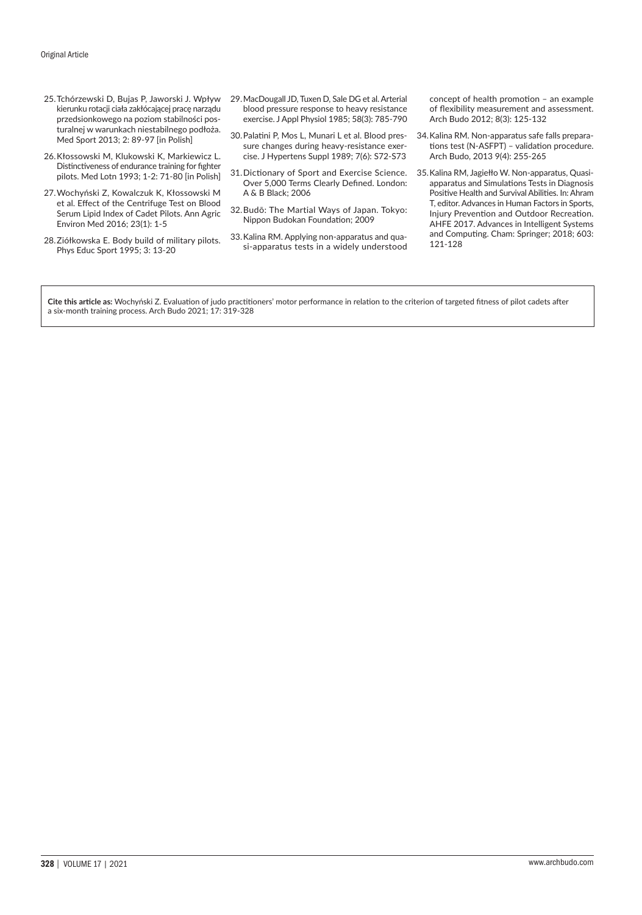25. Tchórzewski D, Bujas P, Jaworski J. Wpływ kierunku rotacji ciała zakłócającej pracę narządu przedsionkowego na poziom stabilności posturalnej w warunkach niestabilnego podłoża. Med Sport 2013; 2: 89-97 [in Polish]
26. Kłossowski M, Klukowski K, Markiewicz L. Distinctiveness of endurance training for fighter pilots. Med Lotn 1993; 1-2: 71-80 [in Polish]
27. Wochyński Z, Kowalczuk K, Kłossowski M et al. Effect of the Centrifuge Test on Blood Serum Lipid Index of Cadet Pilots. Ann Agric Environ Med 2016; 23(1): 1-5
28. Ziółkowska E. Body build of military pilots. Phys Educ Sport 1995; 3: 13-20
29. MacDougall JD, Tuxen D, Sale DG et al. Arterial blood pressure response to heavy resistance exercise. J Appl Physiol 1985; 58(3): 785-790
30. Palatini P, Mos L, Munari L et al. Blood pressure changes during heavy-resistance exercise. J Hypertens Suppl 1989; 7(6): S72-S73
31. Dictionary of Sport and Exercise Science. Over 5,000 Terms Clearly Defined. London: A & B Black; 2006
32. Budō: The Martial Ways of Japan. Tokyo: Nippon Budokan Foundation; 2009
33. Kalina RM. Applying non-apparatus and quasi-apparatus tests in a widely understood concept of health promotion – an example of flexibility measurement and assessment. Arch Budo 2012; 8(3): 125-132
34. Kalina RM. Non-apparatus safe falls preparations test (N-ASFPT) – validation procedure. Arch Budo, 2013 9(4): 255-265
35. Kalina RM, Jagiełło W. Non-apparatus, Quasi-apparatus and Simulations Tests in Diagnosis Positive Health and Survival Abilities. In: Ahram T, editor. Advances in Human Factors in Sports, Injury Prevention and Outdoor Recreation. AHFE 2017. Advances in Intelligent Systems and Computing. Cham: Springer; 2018; 603: 121-128

**Cite this article as:** Wochyński Z. Evaluation of judo practitioners' motor performance in relation to the criterion of targeted fitness of pilot cadets after a six-month training process. Arch Budo 2021; 17: 319-328